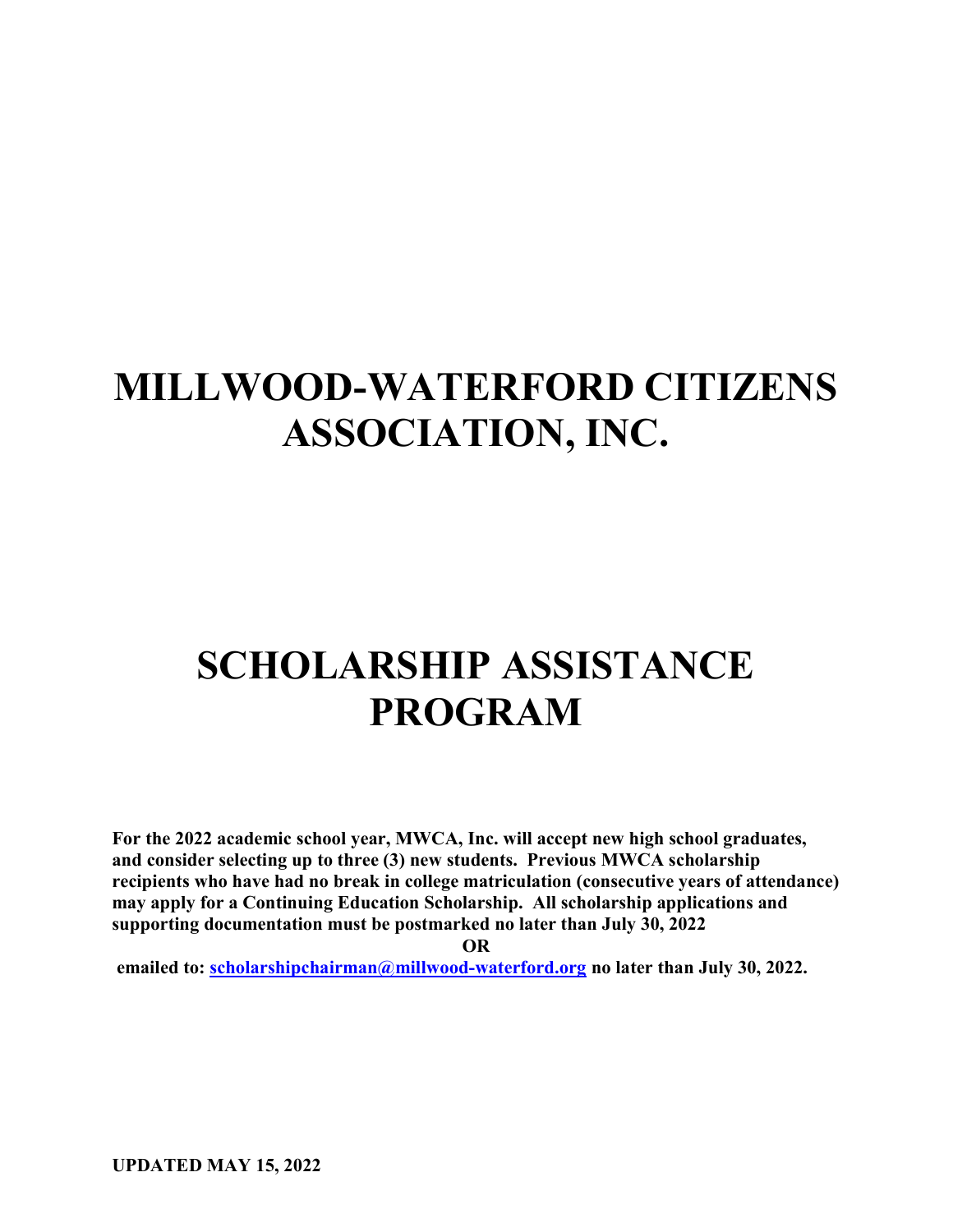# MILLWOOD-WATERFORD CITIZENS ASSOCIATION, INC.

# SCHOLARSHIP ASSISTANCE PROGRAM

**For the 2022 academic school year, MWCA, Inc. will accept new high school graduates, and consider selecting up to three (3) new students. Previous MWCA scholarship recipients who have had no break in college matriculation (consecutive years of attendance) may apply for a Continuing Education Scholarship. All scholarship applications and supporting documentation must be postmarked no later than July 30, 2022**

**OR**

**emailed to: scholarshipchairman@millwood-waterford.org no later than July 30, 2022.**

**UPDATED MAY 15, 2022**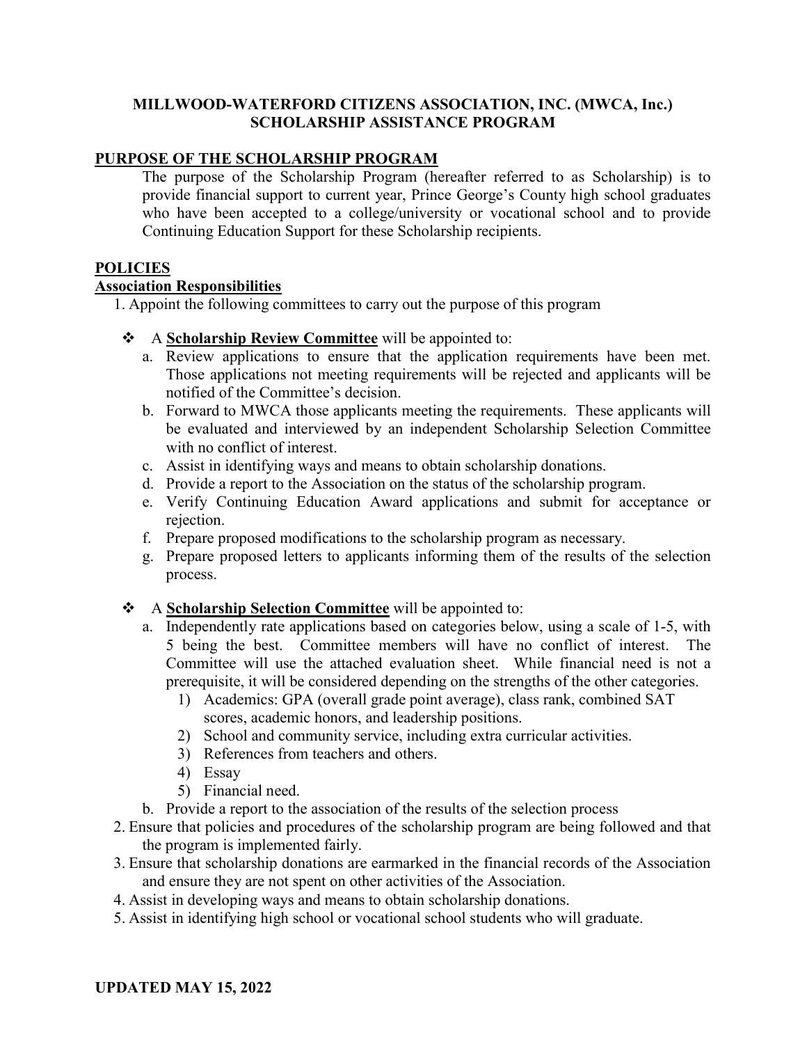# MILLWOOD-WATERFORD CITIZENS ASSOCIATION, INC. (MWCA, Inc.)
# SCHOLARSHIP ASSISTANCE PROGRAM

## PURPOSE OF THE SCHOLARSHIP PROGRAM

The purpose of the Scholarship Program (hereafter referred to as Scholarship) is to provide financial support to current year, Prince George's County high school graduates who have been accepted to a college/university or vocational school and to provide Continuing Education Support for these Scholarship recipients.

## POLICIES

### Association Responsibilities

1. Appoint the following committees to carry out the purpose of this program

   - A **Scholarship Review Committee** will be appointed to:
     a. Review applications to ensure that the application requirements have been met. Those applications not meeting requirements will be rejected and applicants will be notified of the Committee's decision.
     b. Forward to MWCA those applicants meeting the requirements. These applicants will be evaluated and interviewed by an independent Scholarship Selection Committee with no conflict of interest.
     c. Assist in identifying ways and means to obtain scholarship donations.
     d. Provide a report to the Association on the status of the scholarship program.
     e. Verify Continuing Education Award applications and submit for acceptance or rejection.
     f. Prepare proposed modifications to the scholarship program as necessary.
     g. Prepare proposed letters to applicants informing them of the results of the selection process.

   - A **Scholarship Selection Committee** will be appointed to:
     a. Independently rate applications based on categories below, using a scale of 1-5, with 5 being the best. Committee members will have no conflict of interest. The Committee will use the attached evaluation sheet. While financial need is not a prerequisite, it will be considered depending on the strengths of the other categories.
        1) Academics: GPA (overall grade point average), class rank, combined SAT scores, academic honors, and leadership positions.
        2) School and community service, including extra curricular activities.
        3) References from teachers and others.
        4) Essay
        5) Financial need.
     b. Provide a report to the association of the results of the selection process

2. Ensure that policies and procedures of the scholarship program are being followed and that the program is implemented fairly.
3. Ensure that scholarship donations are earmarked in the financial records of the Association and ensure they are not spent on other activities of the Association.
4. Assist in developing ways and means to obtain scholarship donations.
5. Assist in identifying high school or vocational school students who will graduate.

**UPDATED MAY 15, 2022**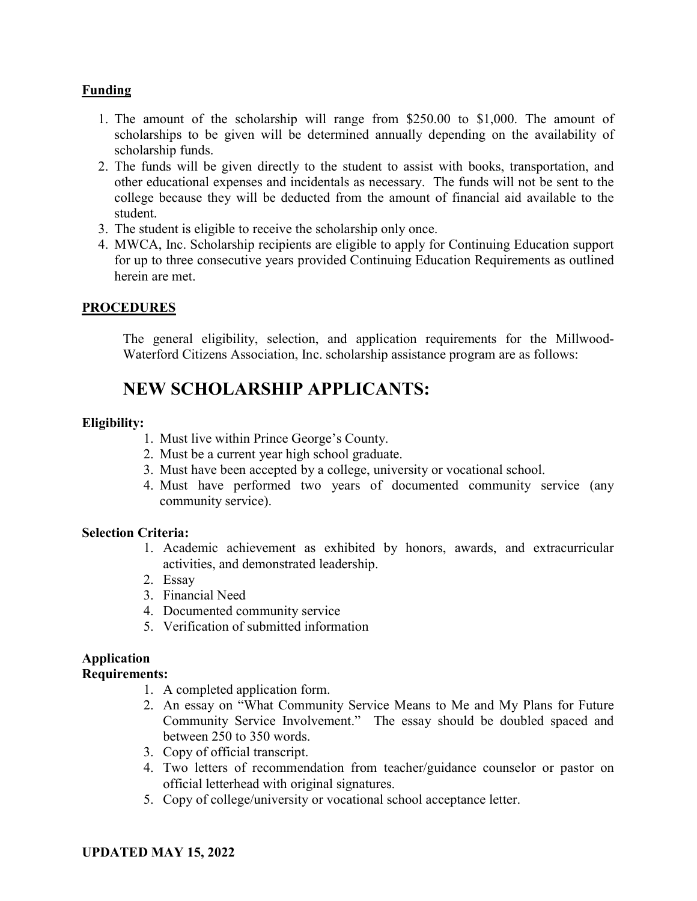**Funding**

1. The amount of the scholarship will range from $250.00 to $1,000. The amount of scholarships to be given will be determined annually depending on the availability of scholarship funds.
2. The funds will be given directly to the student to assist with books, transportation, and other educational expenses and incidentals as necessary. The funds will not be sent to the college because they will be deducted from the amount of financial aid available to the student.
3. The student is eligible to receive the scholarship only once.
4. MWCA, Inc. Scholarship recipients are eligible to apply for Continuing Education support for up to three consecutive years provided Continuing Education Requirements as outlined herein are met.

**PROCEDURES**

The general eligibility, selection, and application requirements for the Millwood-Waterford Citizens Association, Inc. scholarship assistance program are as follows:

# NEW SCHOLARSHIP APPLICANTS:

**Eligibility:**

1. Must live within Prince George's County.
2. Must be a current year high school graduate.
3. Must have been accepted by a college, university or vocational school.
4. Must have performed two years of documented community service (any community service).

**Selection Criteria:**

1. Academic achievement as exhibited by honors, awards, and extracurricular activities, and demonstrated leadership.
2. Essay
3. Financial Need
4. Documented community service
5. Verification of submitted information

**Application Requirements:**

1. A completed application form.
2. An essay on "What Community Service Means to Me and My Plans for Future Community Service Involvement." The essay should be doubled spaced and between 250 to 350 words.
3. Copy of official transcript.
4. Two letters of recommendation from teacher/guidance counselor or pastor on official letterhead with original signatures.
5. Copy of college/university or vocational school acceptance letter.

**UPDATED MAY 15, 2022**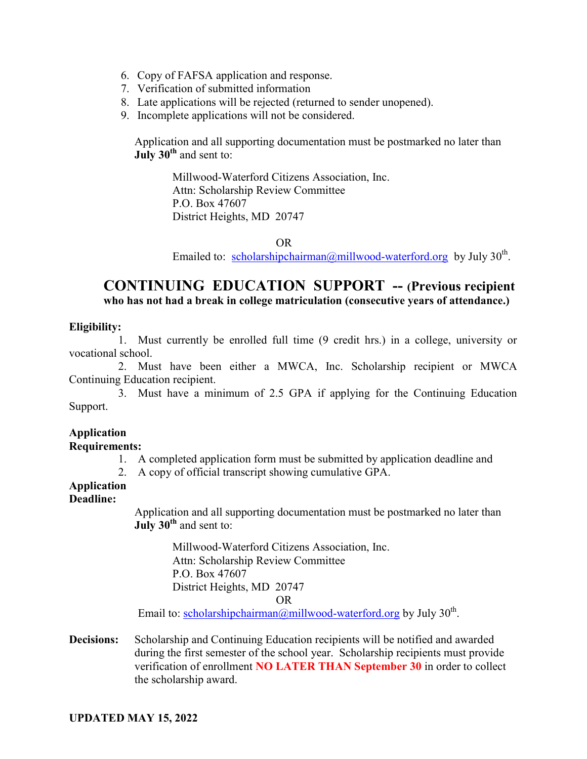6. Copy of FAFSA application and response.
7. Verification of submitted information
8. Late applications will be rejected (returned to sender unopened).
9. Incomplete applications will not be considered.

Application and all supporting documentation must be postmarked no later than **July 30th** and sent to:

Millwood-Waterford Citizens Association, Inc.
Attn: Scholarship Review Committee
P.O. Box 47607
District Heights, MD 20747

OR

Emailed to: scholarshipchairman@millwood-waterford.org by July 30th.

## CONTINUING EDUCATION SUPPORT -- (Previous recipient who has not had a break in college matriculation (consecutive years of attendance.)

**Eligibility:**

1. Must currently be enrolled full time (9 credit hrs.) in a college, university or vocational school.
2. Must have been either a MWCA, Inc. Scholarship recipient or MWCA Continuing Education recipient.
3. Must have a minimum of 2.5 GPA if applying for the Continuing Education Support.

**Application Requirements:**

1. A completed application form must be submitted by application deadline and
2. A copy of official transcript showing cumulative GPA.

**Application Deadline:**

Application and all supporting documentation must be postmarked no later than **July 30th** and sent to:

Millwood-Waterford Citizens Association, Inc.
Attn: Scholarship Review Committee
P.O. Box 47607
District Heights, MD 20747

OR

Email to: scholarshipchairman@millwood-waterford.org by July 30th.

**Decisions:** Scholarship and Continuing Education recipients will be notified and awarded during the first semester of the school year. Scholarship recipients must provide verification of enrollment **NO LATER THAN September 30** in order to collect the scholarship award.

**UPDATED MAY 15, 2022**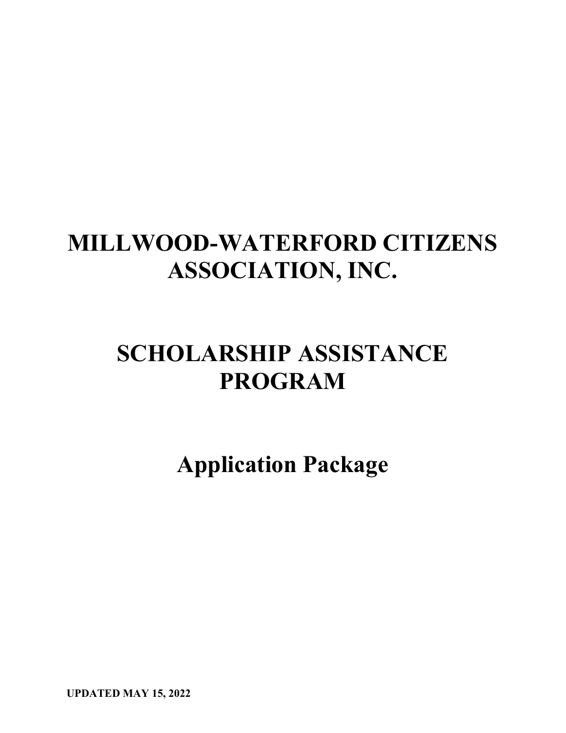# MILLWOOD-WATERFORD CITIZENS ASSOCIATION, INC.

# SCHOLARSHIP ASSISTANCE PROGRAM

# Application Package

**UPDATED MAY 15, 2022**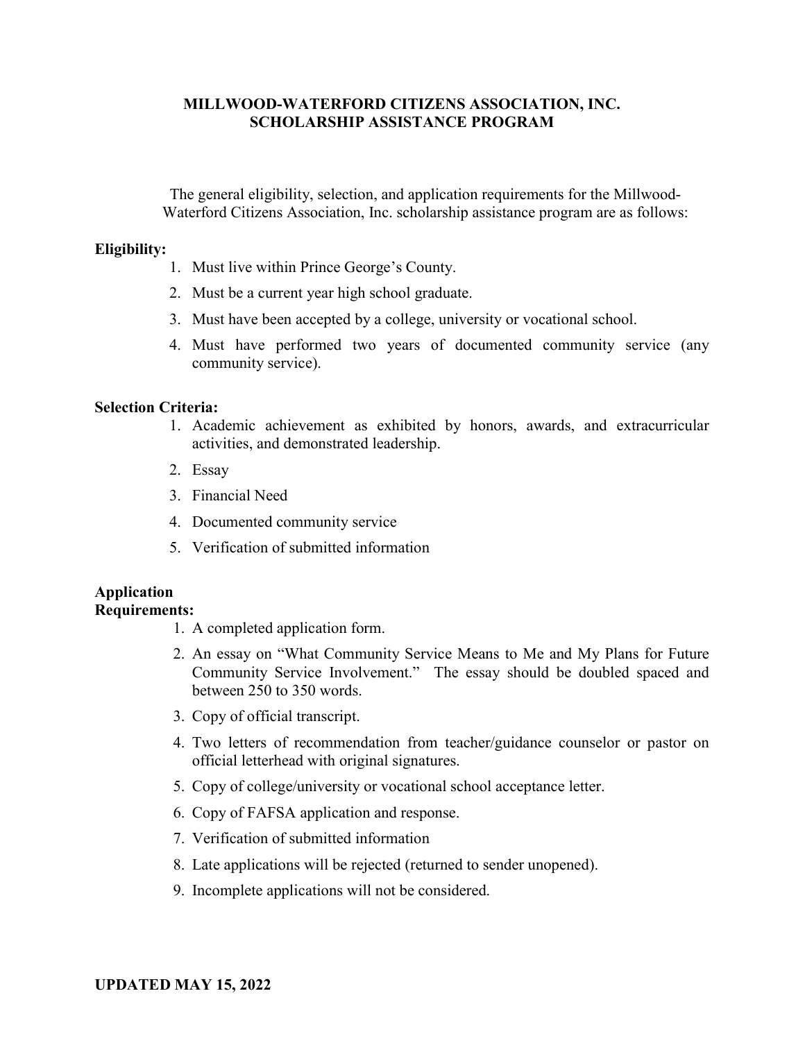# MILLWOOD-WATERFORD CITIZENS ASSOCIATION, INC.
## SCHOLARSHIP ASSISTANCE PROGRAM

The general eligibility, selection, and application requirements for the Millwood-Waterford Citizens Association, Inc. scholarship assistance program are as follows:

**Eligibility:**

1. Must live within Prince George's County.
2. Must be a current year high school graduate.
3. Must have been accepted by a college, university or vocational school.
4. Must have performed two years of documented community service (any community service).

**Selection Criteria:**

1. Academic achievement as exhibited by honors, awards, and extracurricular activities, and demonstrated leadership.
2. Essay
3. Financial Need
4. Documented community service
5. Verification of submitted information

**Application Requirements:**

1. A completed application form.
2. An essay on "What Community Service Means to Me and My Plans for Future Community Service Involvement." The essay should be doubled spaced and between 250 to 350 words.
3. Copy of official transcript.
4. Two letters of recommendation from teacher/guidance counselor or pastor on official letterhead with original signatures.
5. Copy of college/university or vocational school acceptance letter.
6. Copy of FAFSA application and response.
7. Verification of submitted information
8. Late applications will be rejected (returned to sender unopened).
9. Incomplete applications will not be considered.

**UPDATED MAY 15, 2022**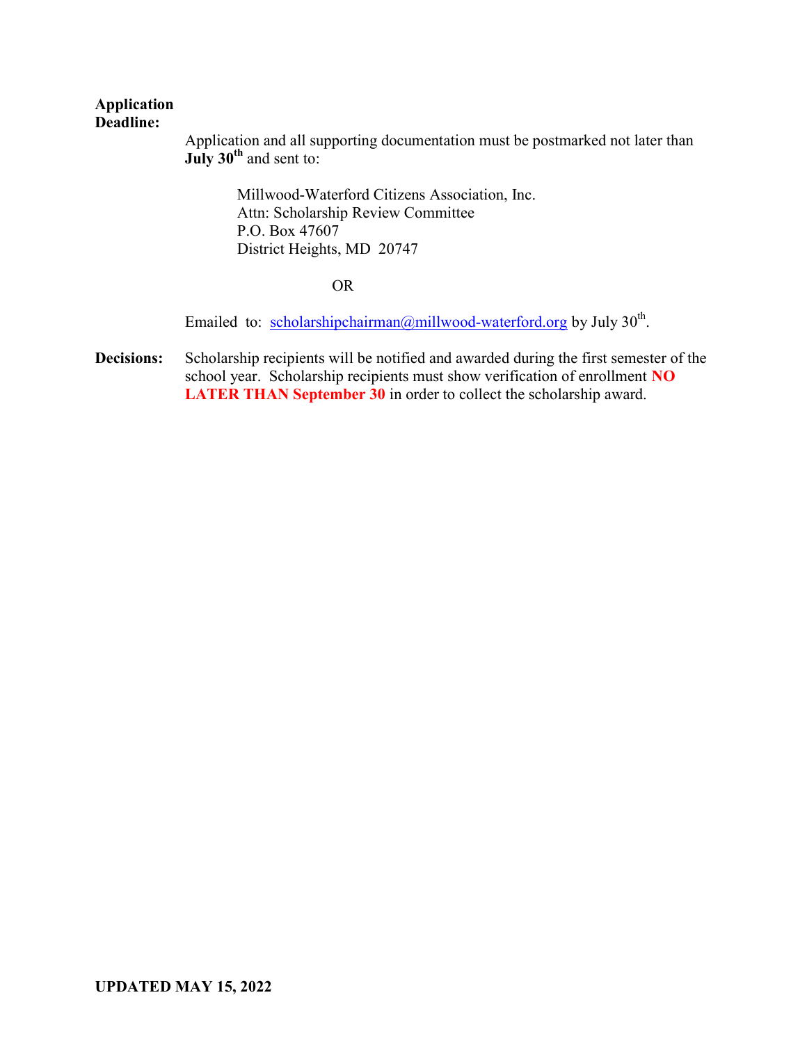**Application Deadline:**

Application and all supporting documentation must be postmarked not later than **July 30th** and sent to:

Millwood-Waterford Citizens Association, Inc.
Attn: Scholarship Review Committee
P.O. Box 47607
District Heights, MD 20747

OR

Emailed to: scholarshipchairman@millwood-waterford.org by July 30th.

**Decisions:** Scholarship recipients will be notified and awarded during the first semester of the school year. Scholarship recipients must show verification of enrollment **NO LATER THAN September 30** in order to collect the scholarship award.

**UPDATED MAY 15, 2022**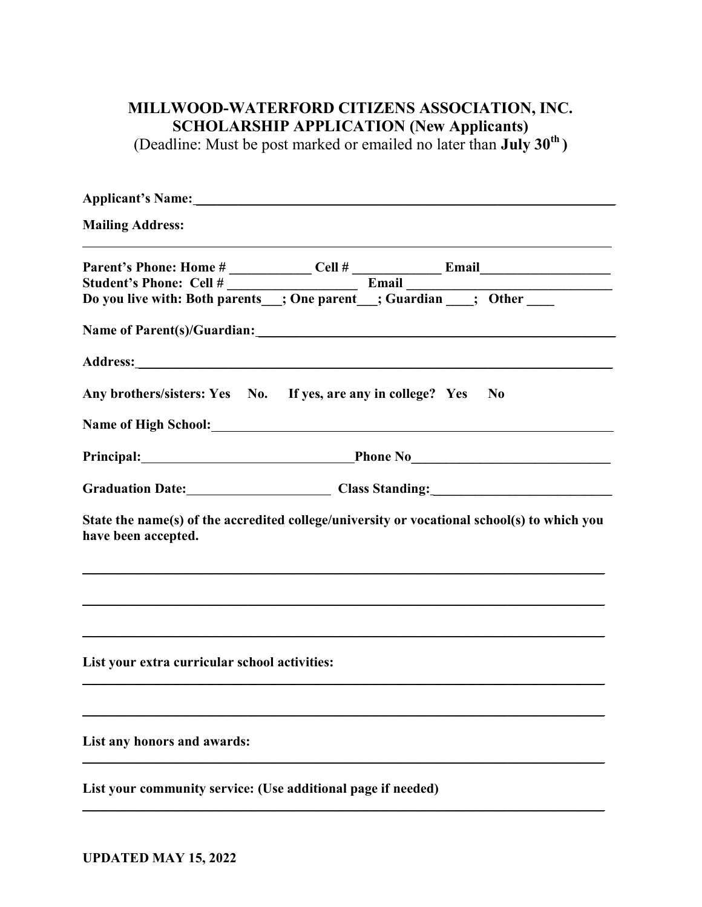# MILLWOOD-WATERFORD CITIZENS ASSOCIATION, INC.
## SCHOLARSHIP APPLICATION (New Applicants)

(Deadline: Must be post marked or emailed no later than **July 30th**)

**Applicant's Name:** ________________________________________________

**Mailing Address:**

________________________________________________________________

**Parent's Phone: Home #** ____________ **Cell #** _____________ **Email**___________________
**Student's Phone: Cell #** ___________________ **Email** ______________________________
**Do you live with: Both parents___; One parent___; Guardian ____; Other ____**

**Name of Parent(s)/Guardian:** ________________________________________

**Address:** ______________________________________________________

**Any brothers/sisters: Yes No. If yes, are any in college? Yes No**

**Name of High School:** ____________________________________________

**Principal:** ______________________________ **Phone No** ______________________________

**Graduation Date:** _____________________ **Class Standing:** ___________________________

**State the name(s) of the accredited college/university or vocational school(s) to which you have been accepted.**

________________________________________________________________

________________________________________________________________

________________________________________________________________

**List your extra curricular school activities:**

________________________________________________________________

________________________________________________________________

**List any honors and awards:**

________________________________________________________________

**List your community service: (Use additional page if needed)**

________________________________________________________________

**UPDATED MAY 15, 2022**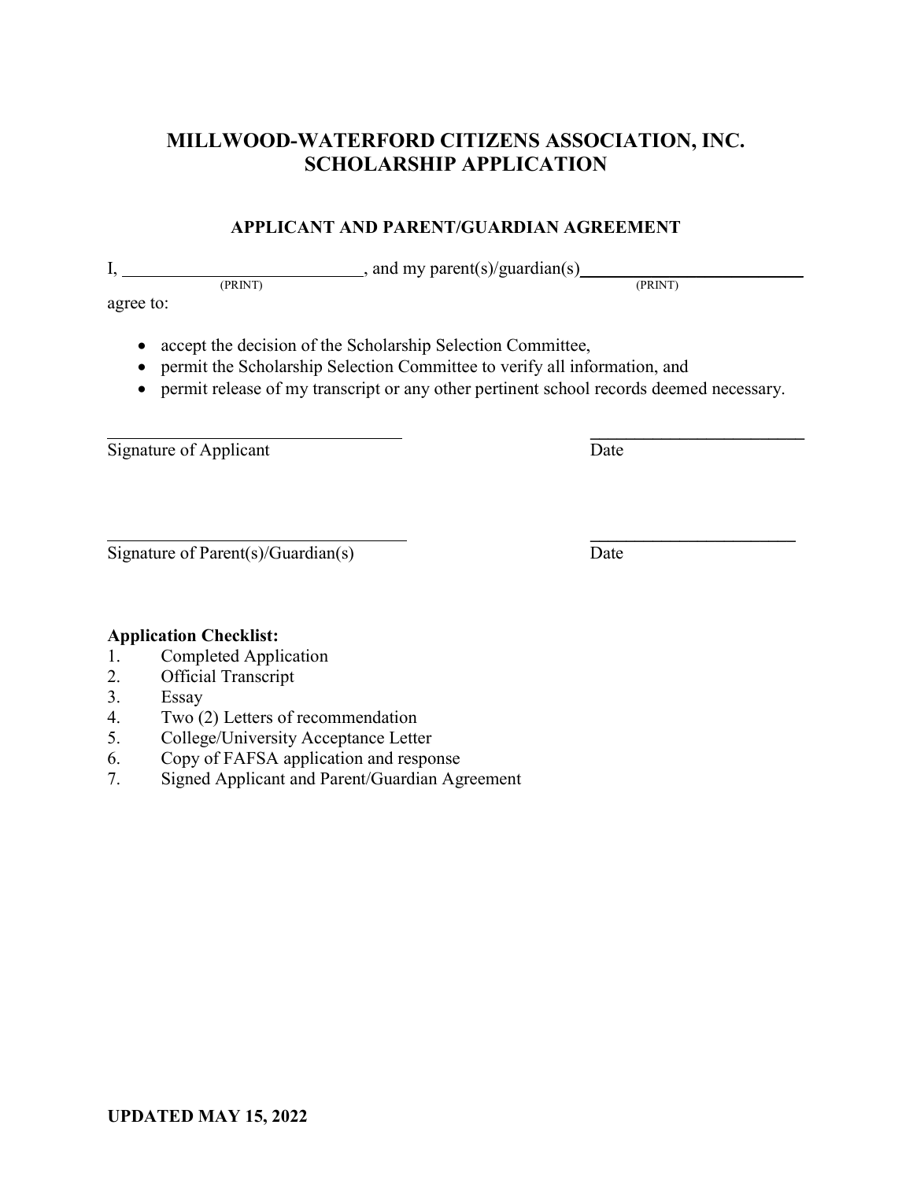# MILLWOOD-WATERFORD CITIZENS ASSOCIATION, INC.
# SCHOLARSHIP APPLICATION

### APPLICANT AND PARENT/GUARDIAN AGREEMENT

I, ____________________________, and my parent(s)/guardian(s)____________________________
(PRINT) (PRINT)

agree to:

- accept the decision of the Scholarship Selection Committee,
- permit the Scholarship Selection Committee to verify all information, and
- permit release of my transcript or any other pertinent school records deemed necessary.

_________________________________ _________________________
Signature of Applicant Date

_________________________________ _________________________
Signature of Parent(s)/Guardian(s) Date

**Application Checklist:**

1. Completed Application
2. Official Transcript
3. Essay
4. Two (2) Letters of recommendation
5. College/University Acceptance Letter
6. Copy of FAFSA application and response
7. Signed Applicant and Parent/Guardian Agreement

**UPDATED MAY 15, 2022**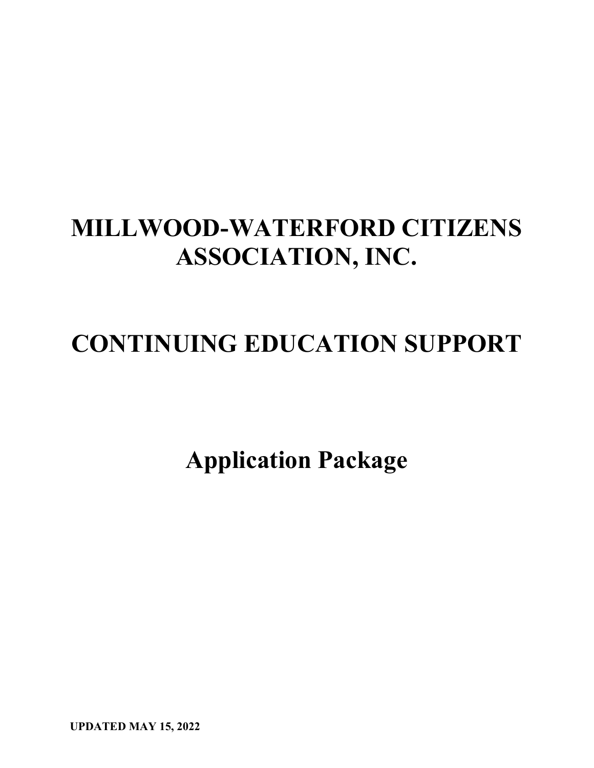# MILLWOOD-WATERFORD CITIZENS ASSOCIATION, INC.

# CONTINUING EDUCATION SUPPORT

# Application Package

**UPDATED MAY 15, 2022**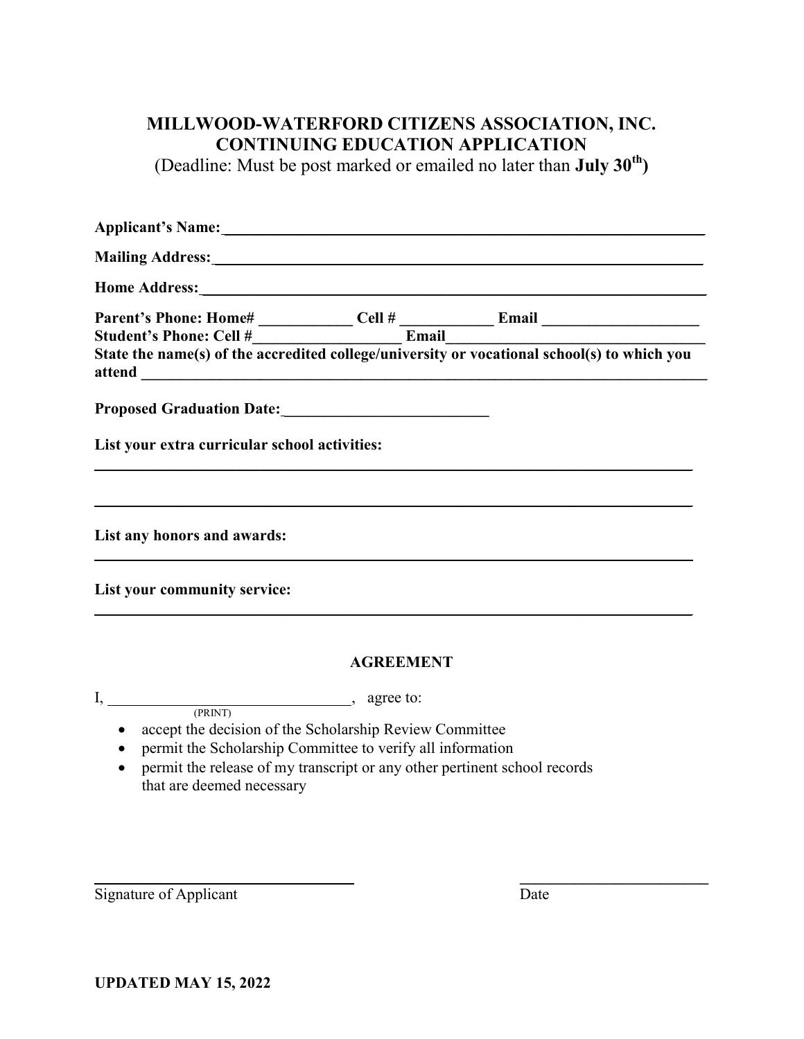# MILLWOOD-WATERFORD CITIZENS ASSOCIATION, INC.
## CONTINUING EDUCATION APPLICATION

(Deadline: Must be post marked or emailed no later than **July 30th**)

**Applicant's Name:** ____________________________________________________________

**Mailing Address:** ____________________________________________________________

**Home Address:** ____________________________________________________________

**Parent's Phone: Home#** ____________ **Cell #** ____________ **Email** ____________________

**Student's Phone: Cell #** __________________ **Email** ________________________________

**State the name(s) of the accredited college/university or vocational school(s) to which you attend** ____________________________________________________________

**Proposed Graduation Date:** __________________________

**List your extra curricular school activities:**

____________________________________________________________

____________________________________________________________

**List any honors and awards:**

____________________________________________________________

**List your community service:**

____________________________________________________________

## AGREEMENT

I, _______________________________ (PRINT), agree to:

- accept the decision of the Scholarship Review Committee
- permit the Scholarship Committee to verify all information
- permit the release of my transcript or any other pertinent school records that are deemed necessary

_________________________________ Signature of Applicant

_________________________ Date

**UPDATED MAY 15, 2022**